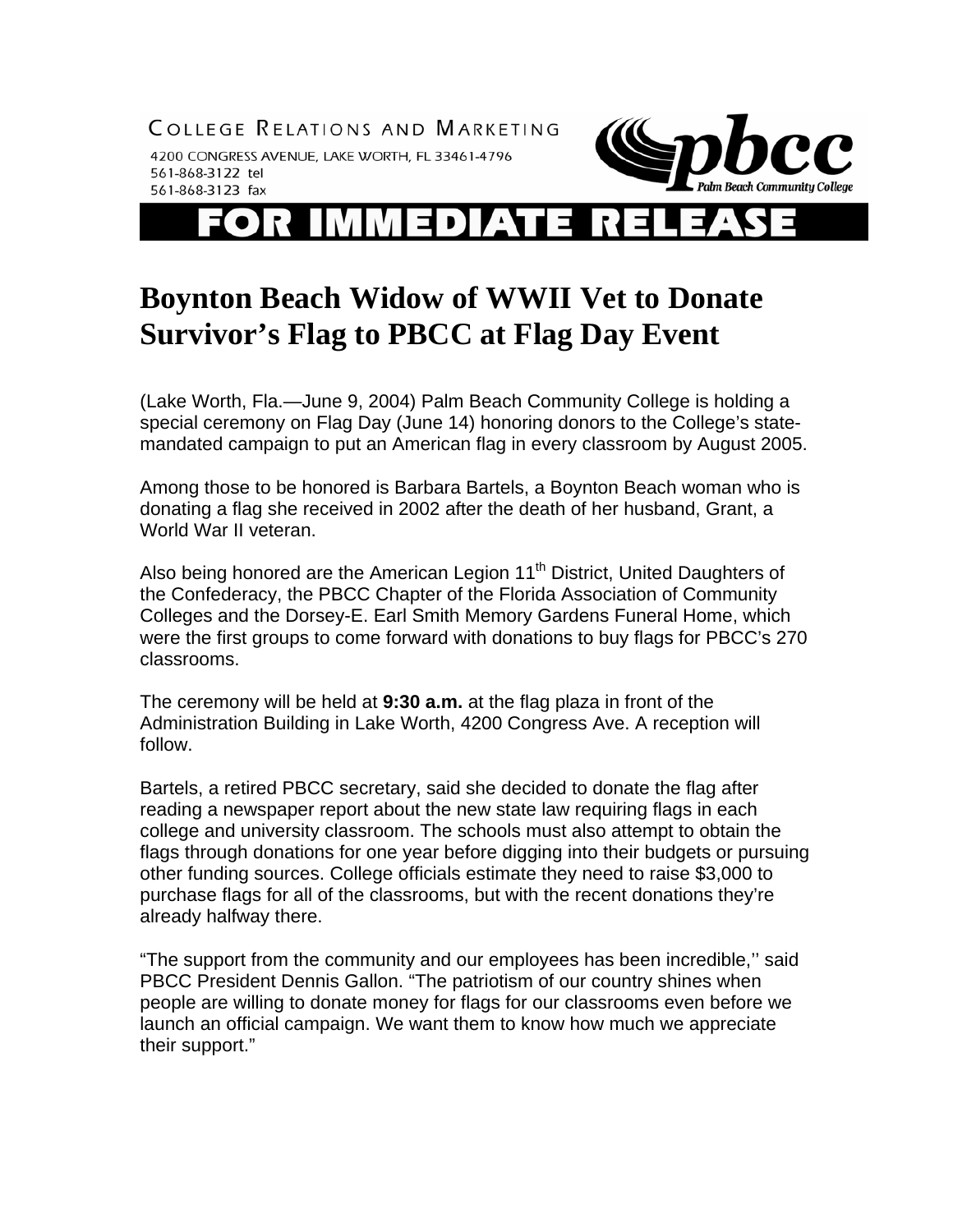COLLEGE RELATIONS AND MARKETING

4200 CONGRESS AVENUE, LAKE WORTH, FL 33461-4796
561-868-3122 tel
561-868-3123 fax

pbcc Palm Beach Community College

# FOR IMMEDIATE RELEASE

# Boynton Beach Widow of WWII Vet to Donate Survivor's Flag to PBCC at Flag Day Event

(Lake Worth, Fla.—June 9, 2004) Palm Beach Community College is holding a special ceremony on Flag Day (June 14) honoring donors to the College's state-mandated campaign to put an American flag in every classroom by August 2005.

Among those to be honored is Barbara Bartels, a Boynton Beach woman who is donating a flag she received in 2002 after the death of her husband, Grant, a World War II veteran.

Also being honored are the American Legion 11th District, United Daughters of the Confederacy, the PBCC Chapter of the Florida Association of Community Colleges and the Dorsey-E. Earl Smith Memory Gardens Funeral Home, which were the first groups to come forward with donations to buy flags for PBCC's 270 classrooms.

The ceremony will be held at **9:30 a.m.** at the flag plaza in front of the Administration Building in Lake Worth, 4200 Congress Ave. A reception will follow.

Bartels, a retired PBCC secretary, said she decided to donate the flag after reading a newspaper report about the new state law requiring flags in each college and university classroom. The schools must also attempt to obtain the flags through donations for one year before digging into their budgets or pursuing other funding sources. College officials estimate they need to raise $3,000 to purchase flags for all of the classrooms, but with the recent donations they're already halfway there.

"The support from the community and our employees has been incredible,'' said PBCC President Dennis Gallon. "The patriotism of our country shines when people are willing to donate money for flags for our classrooms even before we launch an official campaign. We want them to know how much we appreciate their support."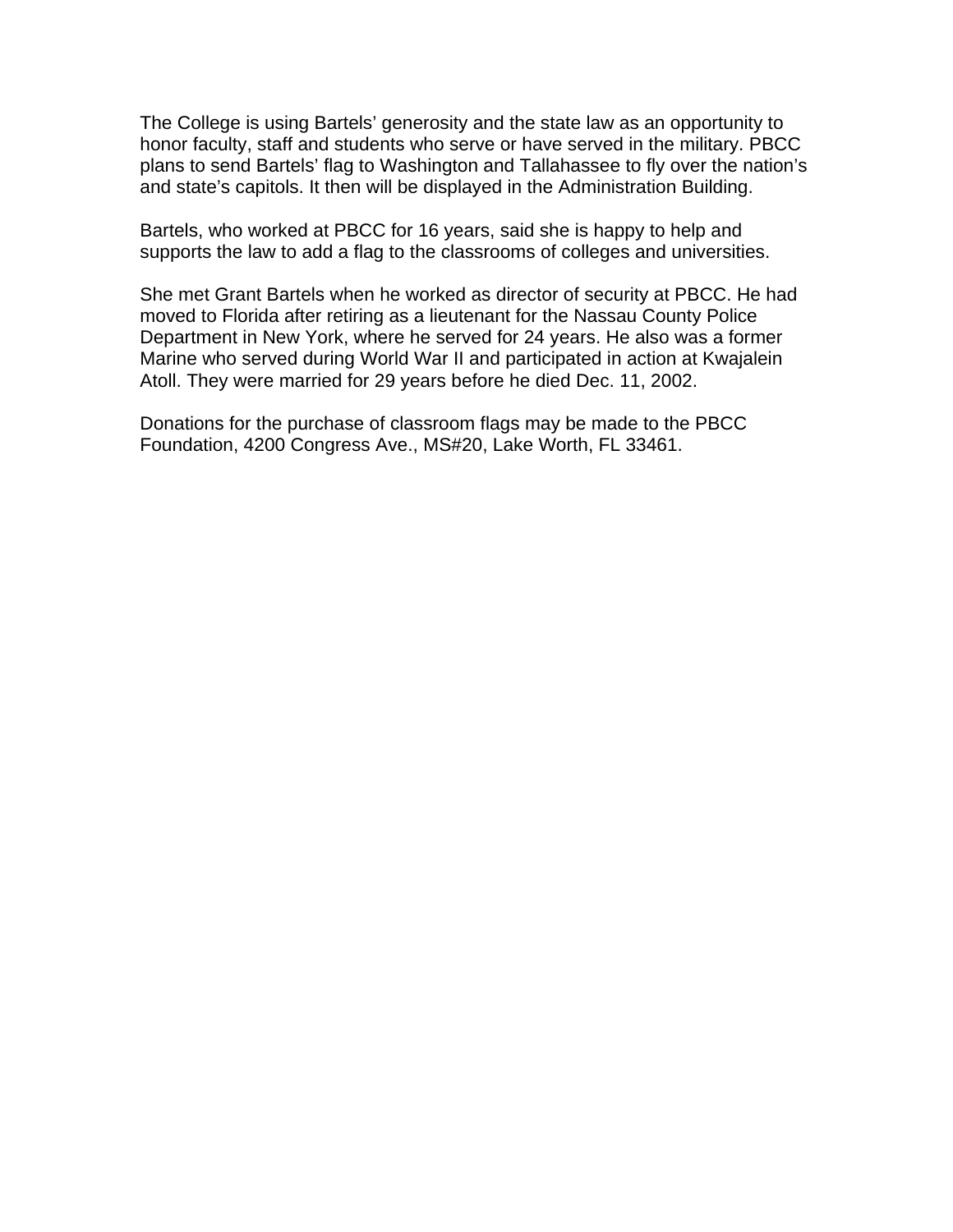The College is using Bartels' generosity and the state law as an opportunity to honor faculty, staff and students who serve or have served in the military. PBCC plans to send Bartels' flag to Washington and Tallahassee to fly over the nation's and state's capitols. It then will be displayed in the Administration Building.

Bartels, who worked at PBCC for 16 years, said she is happy to help and supports the law to add a flag to the classrooms of colleges and universities.

She met Grant Bartels when he worked as director of security at PBCC. He had moved to Florida after retiring as a lieutenant for the Nassau County Police Department in New York, where he served for 24 years. He also was a former Marine who served during World War II and participated in action at Kwajalein Atoll. They were married for 29 years before he died Dec. 11, 2002.

Donations for the purchase of classroom flags may be made to the PBCC Foundation, 4200 Congress Ave., MS#20, Lake Worth, FL 33461.